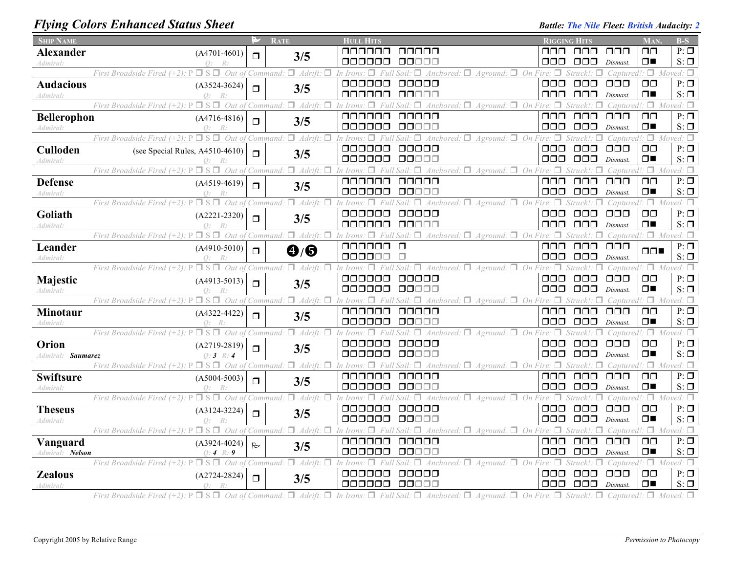# Flying Colors Enhanced Status Sheet

**Battle:** *The Nile* **Fleet:** *British* **Audacity:** *2*

| Ship Name | | Flag | Rate | Hull Hits | Rigging Hits | Man. | B-S |
|---|---|---|---|---|---|---|---|
| **Alexander** | (A4701-4601) | ❐ | 3/5 | ❐❐❐❐❐❐ ❐❐❐❐❐ / ❐❐❐❐❐❐ ❐❐❐❐❐ | ❐❐❐ ❐❐❐ ❐❐❐ / ❐❐❐ ❐❐❐ Dismast. | ❐❐ / ❐■ | P: ❐ S: ❐ |
| *Admiral:* | *Q: R:* | | | | | | |
| *First Broadside Fired (+2): P ❐ S ❐ Out of Command: ❐ Adrift: ❐ In Irons: ❐ Full Sail: ❐ Anchored: ❐ Aground: ❐ On Fire: ❐ Struck!: ❐ Captured!: ❐ Moved: ❐* | | | | | | | |
| **Audacious** | (A3524-3624) | ❐ | 3/5 | ❐❐❐❐❐❐ ❐❐❐❐❐ / ❐❐❐❐❐❐ ❐❐❐❐❐ | ❐❐❐ ❐❐❐ ❐❐❐ / ❐❐❐ ❐❐❐ Dismast. | ❐❐ / ❐■ | P: ❐ S: ❐ |
| *Admiral:* | *Q: R:* | | | | | | |
| *First Broadside Fired (+2): P ❐ S ❐ Out of Command: ❐ Adrift: ❐ In Irons: ❐ Full Sail: ❐ Anchored: ❐ Aground: ❐ On Fire: ❐ Struck!: ❐ Captured!: ❐ Moved: ❐* | | | | | | | |
| **Bellerophon** | (A4716-4816) | ❐ | 3/5 | ❐❐❐❐❐❐ ❐❐❐❐❐ / ❐❐❐❐❐❐ ❐❐❐❐❐ | ❐❐❐ ❐❐❐ ❐❐❐ / ❐❐❐ ❐❐❐ Dismast. | ❐❐ / ❐■ | P: ❐ S: ❐ |
| *Admiral:* | *Q: R:* | | | | | | |
| *First Broadside Fired (+2): P ❐ S ❐ Out of Command: ❐ Adrift: ❐ In Irons: ❐ Full Sail: ❐ Anchored: ❐ Aground: ❐ On Fire: ❐ Struck!: ❐ Captured!: ❐ Moved: ❐* | | | | | | | |
| **Culloden** | (see Special Rules, A4510-4610) | ❐ | 3/5 | ❐❐❐❐❐❐ ❐❐❐❐❐ / ❐❐❐❐❐❐ ❐❐❐❐❐ | ❐❐❐ ❐❐❐ ❐❐❐ / ❐❐❐ ❐❐❐ Dismast. | ❐❐ / ❐■ | P: ❐ S: ❐ |
| *Admiral:* | *Q: R:* | | | | | | |
| *First Broadside Fired (+2): P ❐ S ❐ Out of Command: ❐ Adrift: ❐ In Irons: ❐ Full Sail: ❐ Anchored: ❐ Aground: ❐ On Fire: ❐ Struck!: ❐ Captured!: ❐ Moved: ❐* | | | | | | | |
| **Defense** | (A4519-4619) | ❐ | 3/5 | ❐❐❐❐❐❐ ❐❐❐❐❐ / ❐❐❐❐❐❐ ❐❐❐❐❐ | ❐❐❐ ❐❐❐ ❐❐❐ / ❐❐❐ ❐❐❐ Dismast. | ❐❐ / ❐■ | P: ❐ S: ❐ |
| *Admiral:* | *Q: R:* | | | | | | |
| *First Broadside Fired (+2): P ❐ S ❐ Out of Command: ❐ Adrift: ❐ In Irons: ❐ Full Sail: ❐ Anchored: ❐ Aground: ❐ On Fire: ❐ Struck!: ❐ Captured!: ❐ Moved: ❐* | | | | | | | |
| **Goliath** | (A2221-2320) | ❐ | 3/5 | ❐❐❐❐❐❐ ❐❐❐❐❐ / ❐❐❐❐❐❐ ❐❐❐❐❐ | ❐❐❐ ❐❐❐ ❐❐❐ / ❐❐❐ ❐❐❐ Dismast. | ❐❐ / ❐■ | P: ❐ S: ❐ |
| *Admiral:* | *Q: R:* | | | | | | |
| *First Broadside Fired (+2): P ❐ S ❐ Out of Command: ❐ Adrift: ❐ In Irons: ❐ Full Sail: ❐ Anchored: ❐ Aground: ❐ On Fire: ❐ Struck!: ❐ Captured!: ❐ Moved: ❐* | | | | | | | |
| **Leander** | (A4910-5010) | ❐ | ❹/❺ | ❐❐❐❐❐❐ ❐ / ❐❐❐❐❐❐ ❐ | ❐❐❐ ❐❐❐ ❐❐❐ / ❐❐❐ ❐❐❐ Dismast. | ❐❐■ | P: ❐ S: ❐ |
| *Admiral:* | *Q: R:* | | | | | | |
| *First Broadside Fired (+2): P ❐ S ❐ Out of Command: ❐ Adrift: ❐ In Irons: ❐ Full Sail: ❐ Anchored: ❐ Aground: ❐ On Fire: ❐ Struck!: ❐ Captured!: ❐ Moved: ❐* | | | | | | | |
| **Majestic** | (A4913-5013) | ❐ | 3/5 | ❐❐❐❐❐❐ ❐❐❐❐❐ / ❐❐❐❐❐❐ ❐❐❐❐❐ | ❐❐❐ ❐❐❐ ❐❐❐ / ❐❐❐ ❐❐❐ Dismast. | ❐❐ / ❐■ | P: ❐ S: ❐ |
| *Admiral:* | *Q: R:* | | | | | | |
| *First Broadside Fired (+2): P ❐ S ❐ Out of Command: ❐ Adrift: ❐ In Irons: ❐ Full Sail: ❐ Anchored: ❐ Aground: ❐ On Fire: ❐ Struck!: ❐ Captured!: ❐ Moved: ❐* | | | | | | | |
| **Minotaur** | (A4322-4422) | ❐ | 3/5 | ❐❐❐❐❐❐ ❐❐❐❐❐ / ❐❐❐❐❐❐ ❐❐❐❐❐ | ❐❐❐ ❐❐❐ ❐❐❐ / ❐❐❐ ❐❐❐ Dismast. | ❐❐ / ❐■ | P: ❐ S: ❐ |
| *Admiral:* | *Q: R:* | | | | | | |
| *First Broadside Fired (+2): P ❐ S ❐ Out of Command: ❐ Adrift: ❐ In Irons: ❐ Full Sail: ❐ Anchored: ❐ Aground: ❐ On Fire: ❐ Struck!: ❐ Captured!: ❐ Moved: ❐* | | | | | | | |
| **Orion** | (A2719-2819) | ❐ | 3/5 | ❐❐❐❐❐❐ ❐❐❐❐❐ / ❐❐❐❐❐❐ ❐❐❐❐❐ | ❐❐❐ ❐❐❐ ❐❐❐ / ❐❐❐ ❐❐❐ Dismast. | ❐❐ / ❐■ | P: ❐ S: ❐ |
| *Admiral:* ***Saumarez*** | *Q:* ***3*** *R:* ***4*** | | | | | | |
| *First Broadside Fired (+2): P ❐ S ❐ Out of Command: ❐ Adrift: ❐ In Irons: ❐ Full Sail: ❐ Anchored: ❐ Aground: ❐ On Fire: ❐ Struck!: ❐ Captured!: ❐ Moved: ❐* | | | | | | | |
| **Swiftsure** | (A5004-5003) | ❐ | 3/5 | ❐❐❐❐❐❐ ❐❐❐❐❐ / ❐❐❐❐❐❐ ❐❐❐❐❐ | ❐❐❐ ❐❐❐ ❐❐❐ / ❐❐❐ ❐❐❐ Dismast. | ❐❐ / ❐■ | P: ❐ S: ❐ |
| *Admiral:* | *Q: R:* | | | | | | |
| *First Broadside Fired (+2): P ❐ S ❐ Out of Command: ❐ Adrift: ❐ In Irons: ❐ Full Sail: ❐ Anchored: ❐ Aground: ❐ On Fire: ❐ Struck!: ❐ Captured!: ❐ Moved: ❐* | | | | | | | |
| **Theseus** | (A3124-3224) | ❐ | 3/5 | ❐❐❐❐❐❐ ❐❐❐❐❐ / ❐❐❐❐❐❐ ❐❐❐❐❐ | ❐❐❐ ❐❐❐ ❐❐❐ / ❐❐❐ ❐❐❐ Dismast. | ❐❐ / ❐■ | P: ❐ S: ❐ |
| *Admiral:* | *Q: R:* | | | | | | |
| *First Broadside Fired (+2): P ❐ S ❐ Out of Command: ❐ Adrift: ❐ In Irons: ❐ Full Sail: ❐ Anchored: ❐ Aground: ❐ On Fire: ❐ Struck!: ❐ Captured!: ❐ Moved: ❐* | | | | | | | |
| **Vanguard** | (A3924-4024) | ⚐ | 3/5 | ❐❐❐❐❐❐ ❐❐❐❐❐ / ❐❐❐❐❐❐ ❐❐❐❐❐ | ❐❐❐ ❐❐❐ ❐❐❐ / ❐❐❐ ❐❐❐ Dismast. | ❐❐ / ❐■ | P: ❐ S: ❐ |
| *Admiral:* ***Nelson*** | *Q:* ***4*** *R:* ***9*** | | | | | | |
| *First Broadside Fired (+2): P ❐ S ❐ Out of Command: ❐ Adrift: ❐ In Irons: ❐ Full Sail: ❐ Anchored: ❐ Aground: ❐ On Fire: ❐ Struck!: ❐ Captured!: ❐ Moved: ❐* | | | | | | | |
| **Zealous** | (A2724-2824) | ❐ | 3/5 | ❐❐❐❐❐❐ ❐❐❐❐❐ / ❐❐❐❐❐❐ ❐❐❐❐❐ | ❐❐❐ ❐❐❐ ❐❐❐ / ❐❐❐ ❐❐❐ Dismast. | ❐❐ / ❐■ | P: ❐ S: ❐ |
| *Admiral:* | *Q: R:* | | | | | | |
| *First Broadside Fired (+2): P ❐ S ❐ Out of Command: ❐ Adrift: ❐ In Irons: ❐ Full Sail: ❐ Anchored: ❐ Aground: ❐ On Fire: ❐ Struck!: ❐ Captured!: ❐ Moved: ❐* | | | | | | | |

Copyright 2005 by Relative Range

*Permission to Photocopy*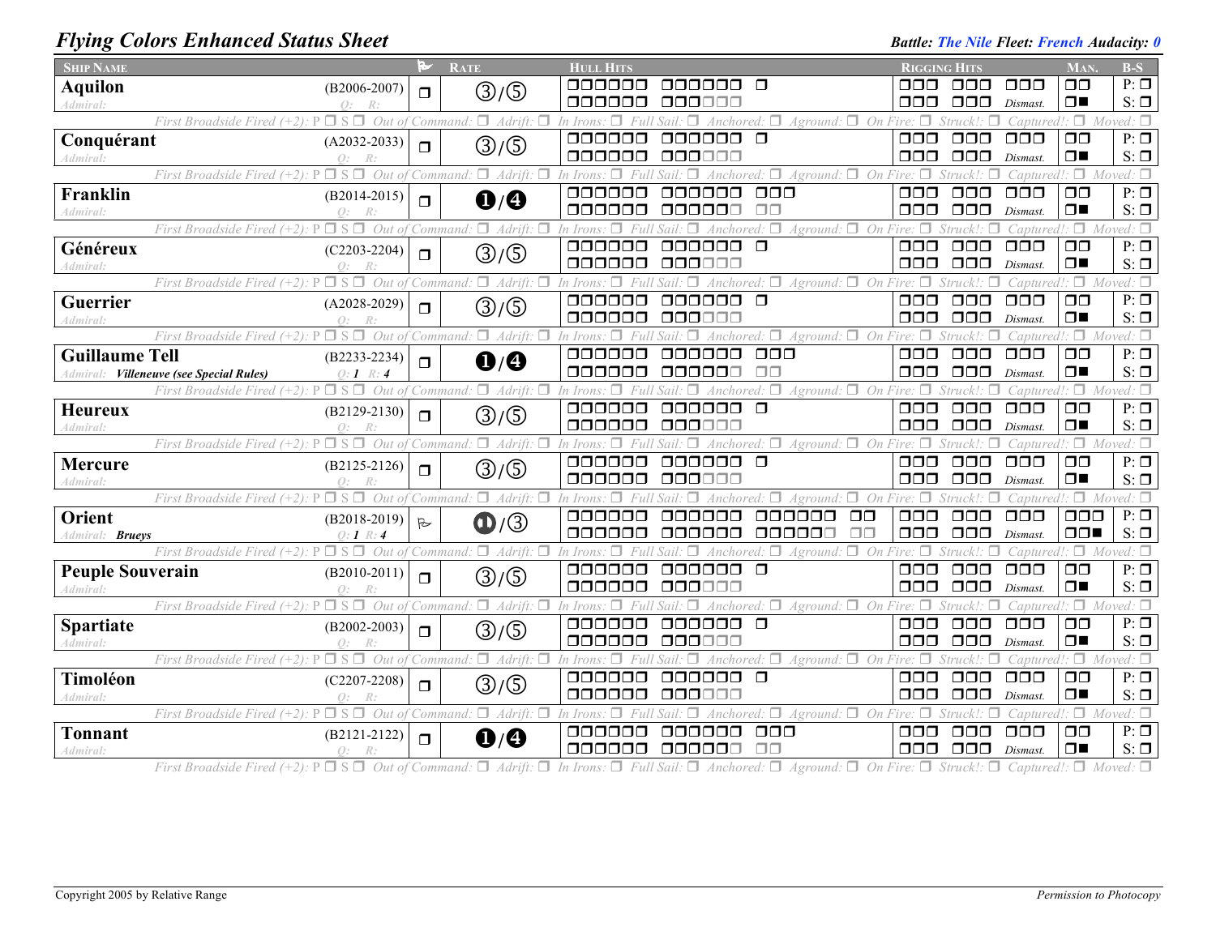## Flying Colors Enhanced Status Sheet

**Battle:** The Nile **Fleet:** French **Audacity:** 0

| Ship Name | | Flag | Rate | Hull Hits | Rigging Hits | Man. | B-S |
|---|---|---|---|---|---|---|---|
| **Aquilon** *Admiral:* | (B2006-2007) *Q: R:* | ❐ | ③/⑤ | | Dismast. | | P: ❐ S: ❐ |
| *First Broadside Fired (+2): P ❐ S ❐ Out of Command: ❐ Adrift: ❐ In Irons: ❐ Full Sail: ❐ Anchored: ❐ Aground: ❐ On Fire: ❐ Struck!: ❐ Captured!: ❐ Moved: ❐* | | | | | | | |
| **Conquérant** *Admiral:* | (A2032-2033) *Q: R:* | ❐ | ③/⑤ | | Dismast. | | P: ❐ S: ❐ |
| *First Broadside Fired (+2): P ❐ S ❐ Out of Command: ❐ Adrift: ❐ In Irons: ❐ Full Sail: ❐ Anchored: ❐ Aground: ❐ On Fire: ❐ Struck!: ❐ Captured!: ❐ Moved: ❐* | | | | | | | |
| **Franklin** *Admiral:* | (B2014-2015) *Q: R:* | ❐ | ❶/❹ | | Dismast. | | P: ❐ S: ❐ |
| *First Broadside Fired (+2): P ❐ S ❐ Out of Command: ❐ Adrift: ❐ In Irons: ❐ Full Sail: ❐ Anchored: ❐ Aground: ❐ On Fire: ❐ Struck!: ❐ Captured!: ❐ Moved: ❐* | | | | | | | |
| **Généreux** *Admiral:* | (C2203-2204) *Q: R:* | ❐ | ③/⑤ | | Dismast. | | P: ❐ S: ❐ |
| *First Broadside Fired (+2): P ❐ S ❐ Out of Command: ❐ Adrift: ❐ In Irons: ❐ Full Sail: ❐ Anchored: ❐ Aground: ❐ On Fire: ❐ Struck!: ❐ Captured!: ❐ Moved: ❐* | | | | | | | |
| **Guerrier** *Admiral:* | (A2028-2029) *Q: R:* | ❐ | ③/⑤ | | Dismast. | | P: ❐ S: ❐ |
| *First Broadside Fired (+2): P ❐ S ❐ Out of Command: ❐ Adrift: ❐ In Irons: ❐ Full Sail: ❐ Anchored: ❐ Aground: ❐ On Fire: ❐ Struck!: ❐ Captured!: ❐ Moved: ❐* | | | | | | | |
| **Guillaume Tell** *Admiral:* ***Villeneuve (see Special Rules)*** | (B2233-2234) *Q: **1** R: **4*** | ❐ | ❶/❹ | | Dismast. | | P: ❐ S: ❐ |
| *First Broadside Fired (+2): P ❐ S ❐ Out of Command: ❐ Adrift: ❐ In Irons: ❐ Full Sail: ❐ Anchored: ❐ Aground: ❐ On Fire: ❐ Struck!: ❐ Captured!: ❐ Moved: ❐* | | | | | | | |
| **Heureux** *Admiral:* | (B2129-2130) *Q: R:* | ❐ | ③/⑤ | | Dismast. | | P: ❐ S: ❐ |
| *First Broadside Fired (+2): P ❐ S ❐ Out of Command: ❐ Adrift: ❐ In Irons: ❐ Full Sail: ❐ Anchored: ❐ Aground: ❐ On Fire: ❐ Struck!: ❐ Captured!: ❐ Moved: ❐* | | | | | | | |
| **Mercure** *Admiral:* | (B2125-2126) *Q: R:* | ❐ | ③/⑤ | | Dismast. | | P: ❐ S: ❐ |
| *First Broadside Fired (+2): P ❐ S ❐ Out of Command: ❐ Adrift: ❐ In Irons: ❐ Full Sail: ❐ Anchored: ❐ Aground: ❐ On Fire: ❐ Struck!: ❐ Captured!: ❐ Moved: ❐* | | | | | | | |
| **Orient** *Admiral:* ***Brueys*** | (B2018-2019) *Q: **1** R: **4*** | Flag | ⓿/③ | | Dismast. | | P: ❐ S: ❐ |
| *First Broadside Fired (+2): P ❐ S ❐ Out of Command: ❐ Adrift: ❐ In Irons: ❐ Full Sail: ❐ Anchored: ❐ Aground: ❐ On Fire: ❐ Struck!: ❐ Captured!: ❐ Moved: ❐* | | | | | | | |
| **Peuple Souverain** *Admiral:* | (B2010-2011) *Q: R:* | ❐ | ③/⑤ | | Dismast. | | P: ❐ S: ❐ |
| *First Broadside Fired (+2): P ❐ S ❐ Out of Command: ❐ Adrift: ❐ In Irons: ❐ Full Sail: ❐ Anchored: ❐ Aground: ❐ On Fire: ❐ Struck!: ❐ Captured!: ❐ Moved: ❐* | | | | | | | |
| **Spartiate** *Admiral:* | (B2002-2003) *Q: R:* | ❐ | ③/⑤ | | Dismast. | | P: ❐ S: ❐ |
| *First Broadside Fired (+2): P ❐ S ❐ Out of Command: ❐ Adrift: ❐ In Irons: ❐ Full Sail: ❐ Anchored: ❐ Aground: ❐ On Fire: ❐ Struck!: ❐ Captured!: ❐ Moved: ❐* | | | | | | | |
| **Timoléon** *Admiral:* | (C2207-2208) *Q: R:* | ❐ | ③/⑤ | | Dismast. | | P: ❐ S: ❐ |
| *First Broadside Fired (+2): P ❐ S ❐ Out of Command: ❐ Adrift: ❐ In Irons: ❐ Full Sail: ❐ Anchored: ❐ Aground: ❐ On Fire: ❐ Struck!: ❐ Captured!: ❐ Moved: ❐* | | | | | | | |
| **Tonnant** *Admiral:* | (B2121-2122) *Q: R:* | ❐ | ❶/❹ | | Dismast. | | P: ❐ S: ❐ |
| *First Broadside Fired (+2): P ❐ S ❐ Out of Command: ❐ Adrift: ❐ In Irons: ❐ Full Sail: ❐ Anchored: ❐ Aground: ❐ On Fire: ❐ Struck!: ❐ Captured!: ❐ Moved: ❐* | | | | | | | |

Copyright 2005 by Relative Range

*Permission to Photocopy*